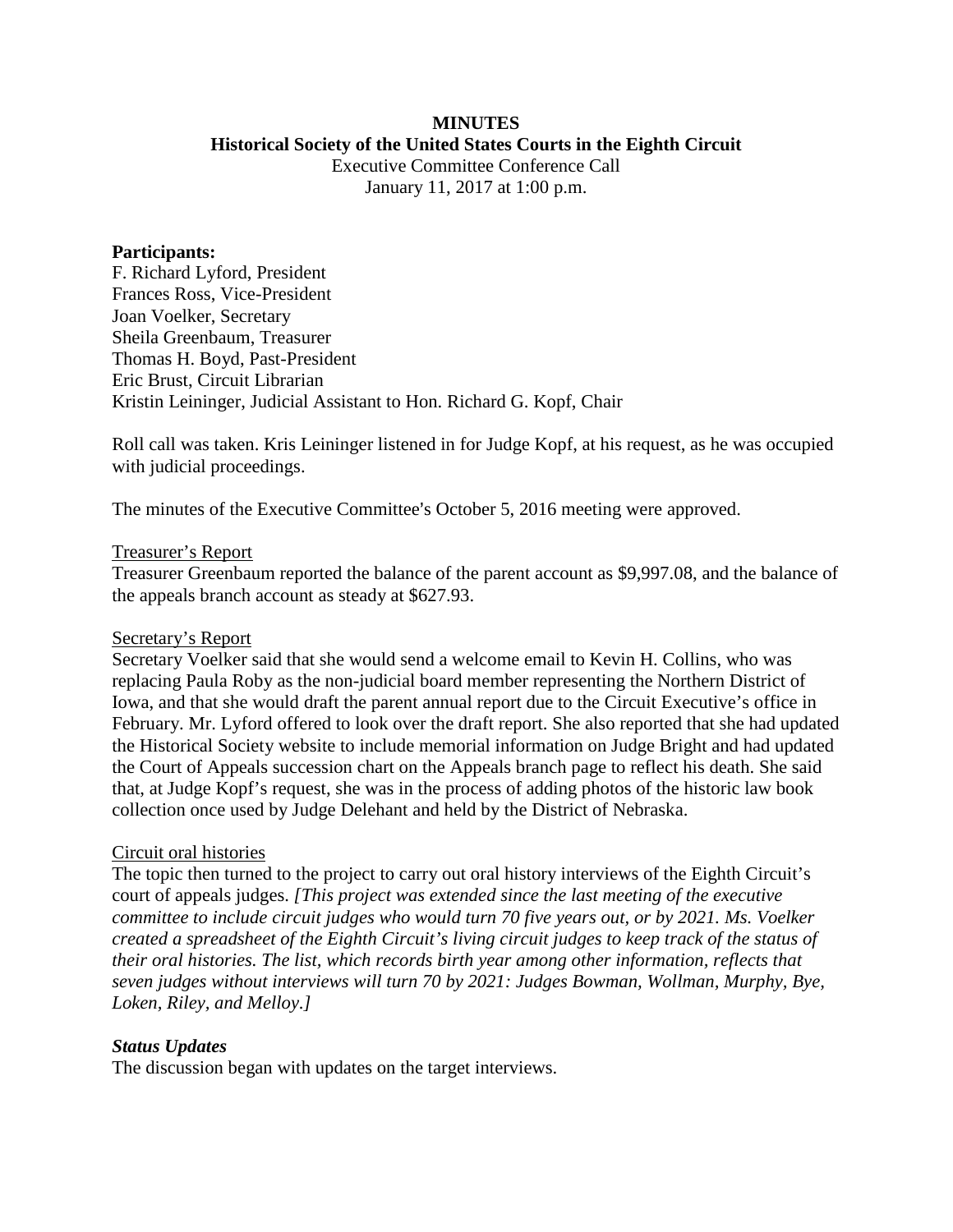# MINUTES

## Historical Society of the United States Courts in the Eighth Circuit

Executive Committee Conference Call
January 11, 2017 at 1:00 p.m.

**Participants:**
F. Richard Lyford, President
Frances Ross, Vice-President
Joan Voelker, Secretary
Sheila Greenbaum, Treasurer
Thomas H. Boyd, Past-President
Eric Brust, Circuit Librarian
Kristin Leininger, Judicial Assistant to Hon. Richard G. Kopf, Chair

Roll call was taken. Kris Leininger listened in for Judge Kopf, at his request, as he was occupied with judicial proceedings.

The minutes of the Executive Committee's October 5, 2016 meeting were approved.

Treasurer's Report

Treasurer Greenbaum reported the balance of the parent account as $9,997.08, and the balance of the appeals branch account as steady at $627.93.

Secretary's Report

Secretary Voelker said that she would send a welcome email to Kevin H. Collins, who was replacing Paula Roby as the non-judicial board member representing the Northern District of Iowa, and that she would draft the parent annual report due to the Circuit Executive's office in February. Mr. Lyford offered to look over the draft report. She also reported that she had updated the Historical Society website to include memorial information on Judge Bright and had updated the Court of Appeals succession chart on the Appeals branch page to reflect his death. She said that, at Judge Kopf's request, she was in the process of adding photos of the historic law book collection once used by Judge Delehant and held by the District of Nebraska.

Circuit oral histories

The topic then turned to the project to carry out oral history interviews of the Eighth Circuit's court of appeals judges. *[This project was extended since the last meeting of the executive committee to include circuit judges who would turn 70 five years out, or by 2021. Ms. Voelker created a spreadsheet of the Eighth Circuit's living circuit judges to keep track of the status of their oral histories. The list, which records birth year among other information, reflects that seven judges without interviews will turn 70 by 2021: Judges Bowman, Wollman, Murphy, Bye, Loken, Riley, and Melloy.]*

***Status Updates***

The discussion began with updates on the target interviews.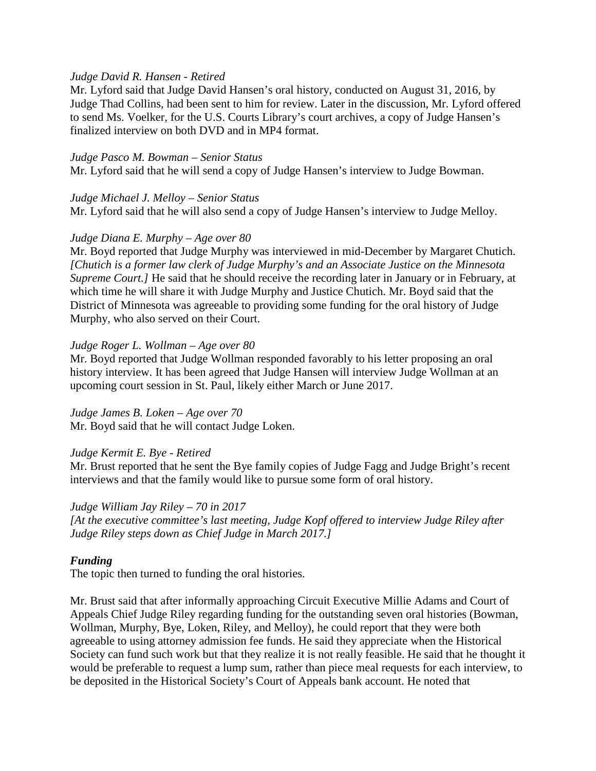*Judge David R. Hansen - Retired*
Mr. Lyford said that Judge David Hansen's oral history, conducted on August 31, 2016, by Judge Thad Collins, had been sent to him for review. Later in the discussion, Mr. Lyford offered to send Ms. Voelker, for the U.S. Courts Library's court archives, a copy of Judge Hansen's finalized interview on both DVD and in MP4 format.

*Judge Pasco M. Bowman – Senior Status*
Mr. Lyford said that he will send a copy of Judge Hansen's interview to Judge Bowman.

*Judge Michael J. Melloy – Senior Status*
Mr. Lyford said that he will also send a copy of Judge Hansen's interview to Judge Melloy.

*Judge Diana E. Murphy – Age over 80*
Mr. Boyd reported that Judge Murphy was interviewed in mid-December by Margaret Chutich. *[Chutich is a former law clerk of Judge Murphy's and an Associate Justice on the Minnesota Supreme Court.]* He said that he should receive the recording later in January or in February, at which time he will share it with Judge Murphy and Justice Chutich. Mr. Boyd said that the District of Minnesota was agreeable to providing some funding for the oral history of Judge Murphy, who also served on their Court.

*Judge Roger L. Wollman – Age over 80*
Mr. Boyd reported that Judge Wollman responded favorably to his letter proposing an oral history interview. It has been agreed that Judge Hansen will interview Judge Wollman at an upcoming court session in St. Paul, likely either March or June 2017.

*Judge James B. Loken – Age over 70*
Mr. Boyd said that he will contact Judge Loken.

*Judge Kermit E. Bye - Retired*
Mr. Brust reported that he sent the Bye family copies of Judge Fagg and Judge Bright's recent interviews and that the family would like to pursue some form of oral history.

*Judge William Jay Riley – 70 in 2017*
*[At the executive committee's last meeting, Judge Kopf offered to interview Judge Riley after Judge Riley steps down as Chief Judge in March 2017.]*

***Funding***
The topic then turned to funding the oral histories.

Mr. Brust said that after informally approaching Circuit Executive Millie Adams and Court of Appeals Chief Judge Riley regarding funding for the outstanding seven oral histories (Bowman, Wollman, Murphy, Bye, Loken, Riley, and Melloy), he could report that they were both agreeable to using attorney admission fee funds. He said they appreciate when the Historical Society can fund such work but that they realize it is not really feasible. He said that he thought it would be preferable to request a lump sum, rather than piece meal requests for each interview, to be deposited in the Historical Society's Court of Appeals bank account. He noted that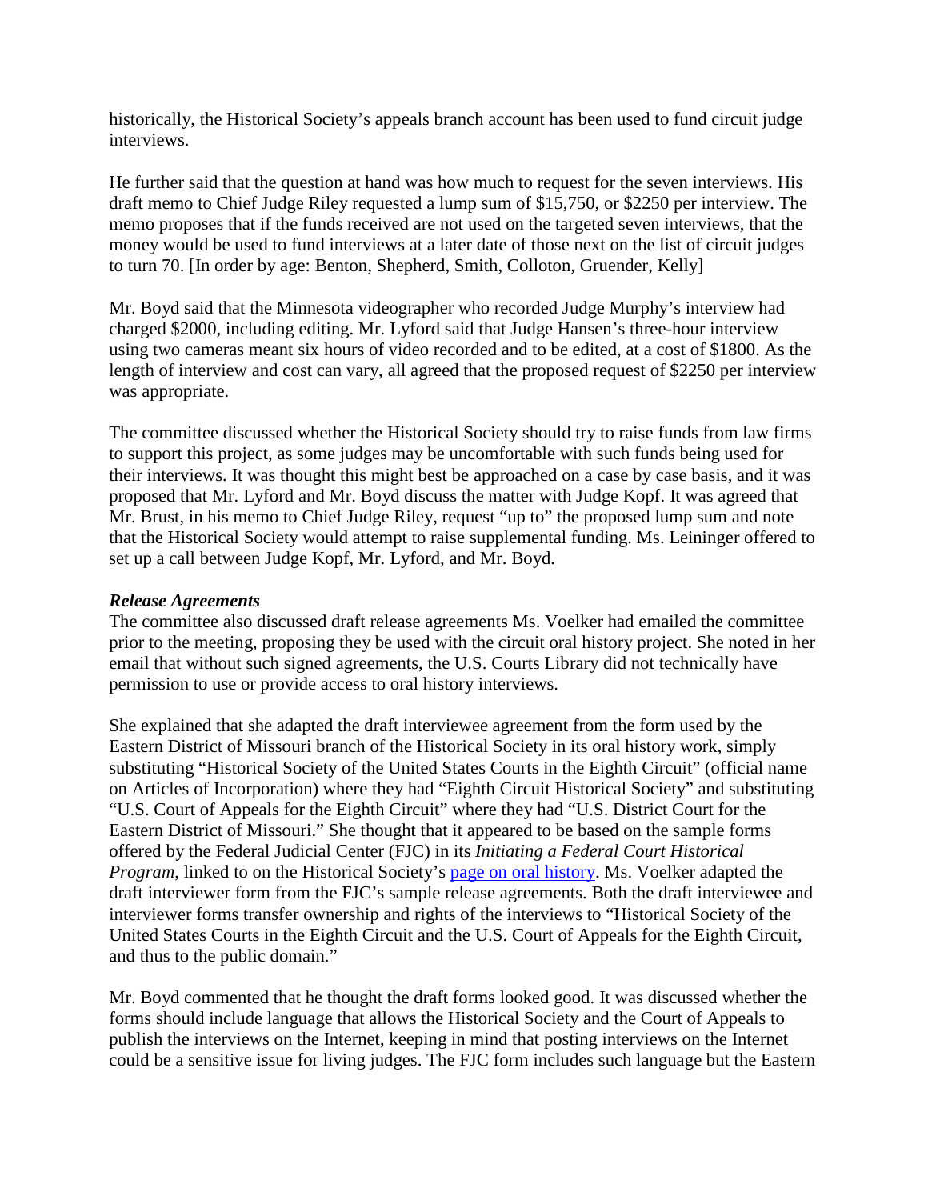historically, the Historical Society's appeals branch account has been used to fund circuit judge interviews.

He further said that the question at hand was how much to request for the seven interviews. His draft memo to Chief Judge Riley requested a lump sum of $15,750, or $2250 per interview. The memo proposes that if the funds received are not used on the targeted seven interviews, that the money would be used to fund interviews at a later date of those next on the list of circuit judges to turn 70. [In order by age: Benton, Shepherd, Smith, Colloton, Gruender, Kelly]

Mr. Boyd said that the Minnesota videographer who recorded Judge Murphy's interview had charged $2000, including editing. Mr. Lyford said that Judge Hansen's three-hour interview using two cameras meant six hours of video recorded and to be edited, at a cost of $1800. As the length of interview and cost can vary, all agreed that the proposed request of $2250 per interview was appropriate.

The committee discussed whether the Historical Society should try to raise funds from law firms to support this project, as some judges may be uncomfortable with such funds being used for their interviews. It was thought this might best be approached on a case by case basis, and it was proposed that Mr. Lyford and Mr. Boyd discuss the matter with Judge Kopf. It was agreed that Mr. Brust, in his memo to Chief Judge Riley, request "up to" the proposed lump sum and note that the Historical Society would attempt to raise supplemental funding. Ms. Leininger offered to set up a call between Judge Kopf, Mr. Lyford, and Mr. Boyd.

***Release Agreements***

The committee also discussed draft release agreements Ms. Voelker had emailed the committee prior to the meeting, proposing they be used with the circuit oral history project. She noted in her email that without such signed agreements, the U.S. Courts Library did not technically have permission to use or provide access to oral history interviews.

She explained that she adapted the draft interviewee agreement from the form used by the Eastern District of Missouri branch of the Historical Society in its oral history work, simply substituting "Historical Society of the United States Courts in the Eighth Circuit" (official name on Articles of Incorporation) where they had "Eighth Circuit Historical Society" and substituting "U.S. Court of Appeals for the Eighth Circuit" where they had "U.S. District Court for the Eastern District of Missouri." She thought that it appeared to be based on the sample forms offered by the Federal Judicial Center (FJC) in its *Initiating a Federal Court Historical Program*, linked to on the Historical Society's page on oral history. Ms. Voelker adapted the draft interviewer form from the FJC's sample release agreements. Both the draft interviewee and interviewer forms transfer ownership and rights of the interviews to "Historical Society of the United States Courts in the Eighth Circuit and the U.S. Court of Appeals for the Eighth Circuit, and thus to the public domain."

Mr. Boyd commented that he thought the draft forms looked good. It was discussed whether the forms should include language that allows the Historical Society and the Court of Appeals to publish the interviews on the Internet, keeping in mind that posting interviews on the Internet could be a sensitive issue for living judges. The FJC form includes such language but the Eastern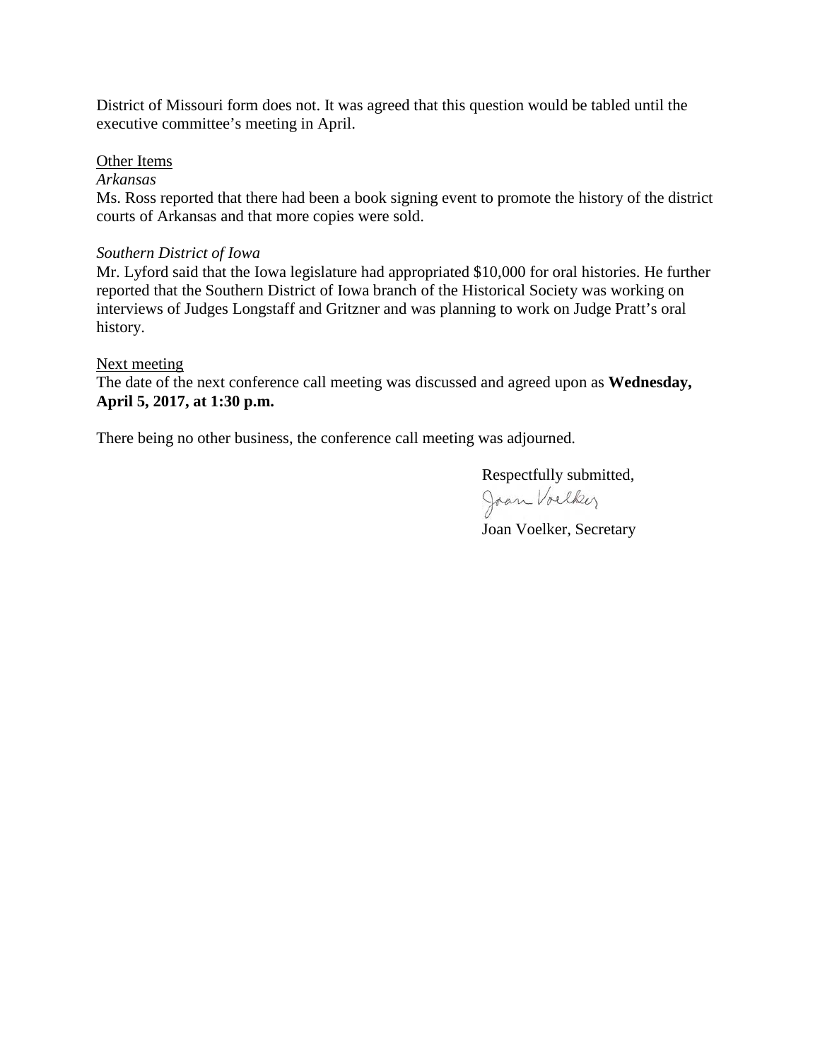District of Missouri form does not. It was agreed that this question would be tabled until the executive committee's meeting in April.

<u>Other Items</u>

*Arkansas*

Ms. Ross reported that there had been a book signing event to promote the history of the district courts of Arkansas and that more copies were sold.

*Southern District of Iowa*

Mr. Lyford said that the Iowa legislature had appropriated $10,000 for oral histories. He further reported that the Southern District of Iowa branch of the Historical Society was working on interviews of Judges Longstaff and Gritzner and was planning to work on Judge Pratt's oral history.

<u>Next meeting</u>

The date of the next conference call meeting was discussed and agreed upon as **Wednesday, April 5, 2017, at 1:30 p.m.**

There being no other business, the conference call meeting was adjourned.

Respectfully submitted,

Joan Voelker

Joan Voelker, Secretary